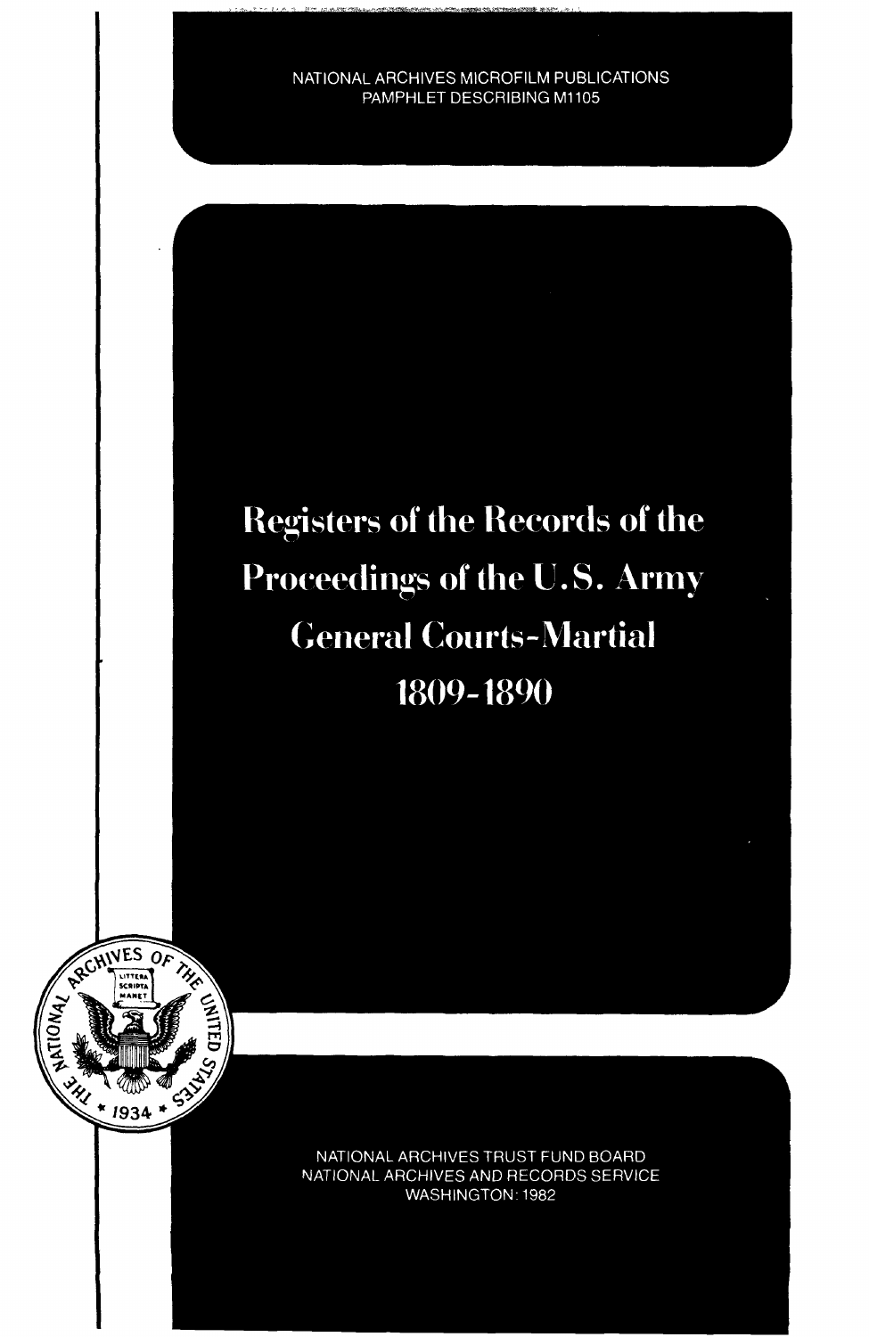NATIONAL ARCHIVES MICROFILM PUBLICATIONS
PAMPHLET DESCRIBING M1105

# Registers of the Records of the Proceedings of the U.S. Army General Courts-Martial 1809-1890

NATIONAL ARCHIVES TRUST FUND BOARD
NATIONAL ARCHIVES AND RECORDS SERVICE
WASHINGTON: 1982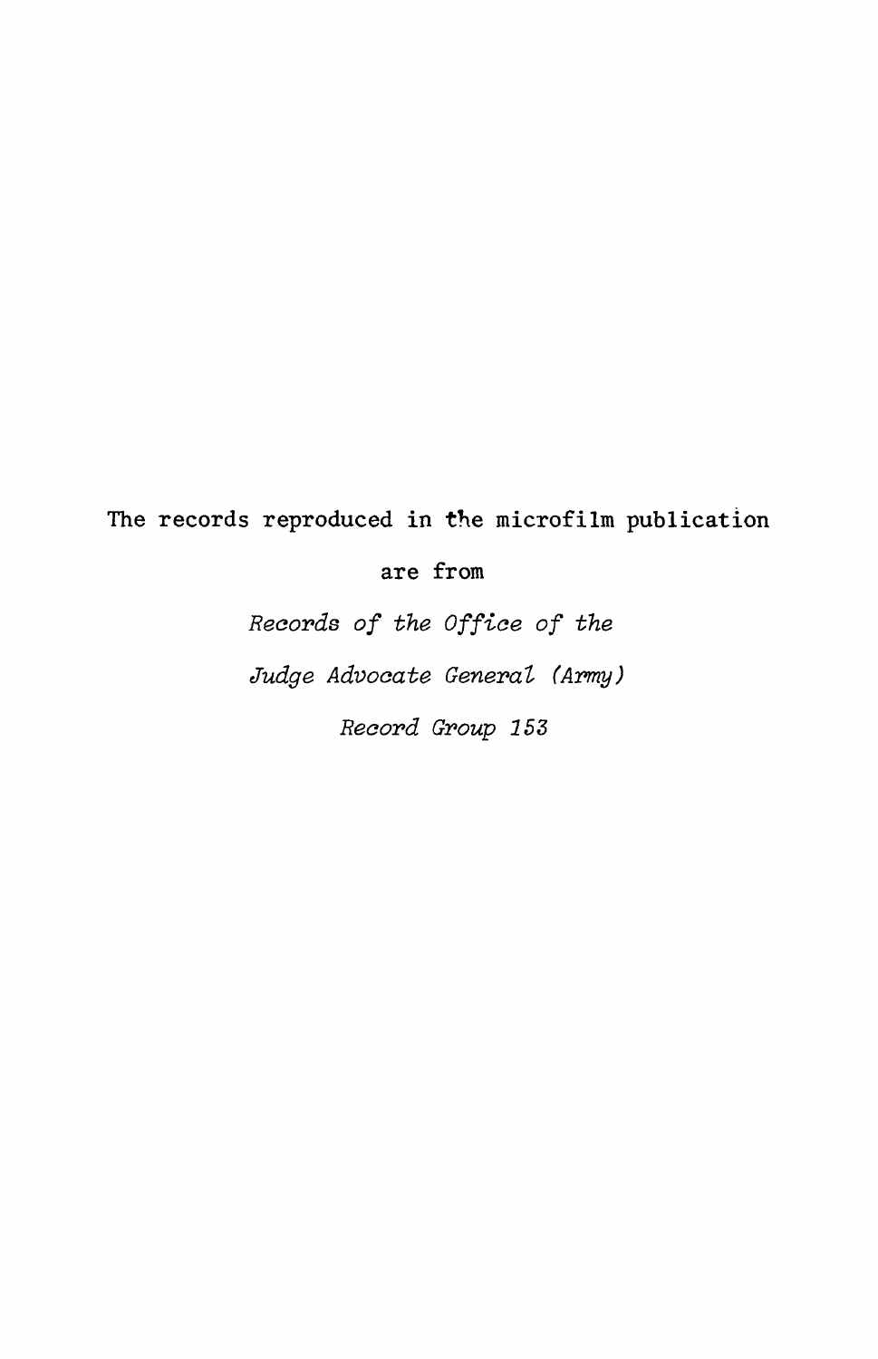The records reproduced in the microfilm publication

are from

*Records of the Office of the*

*Judge Advocate General (Army)*

*Record Group 153*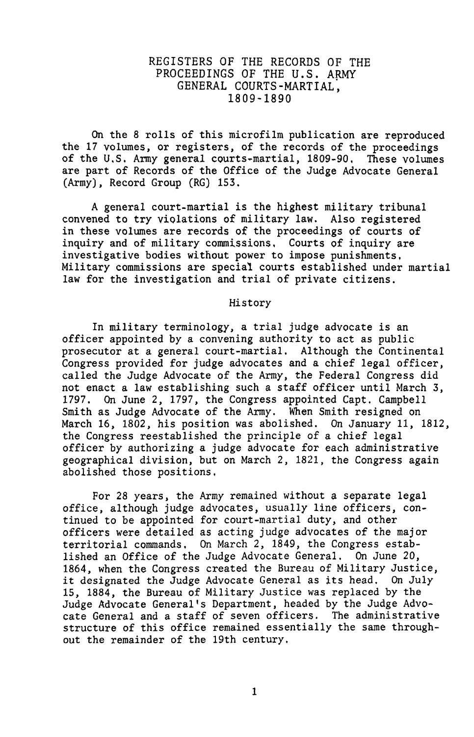# REGISTERS OF THE RECORDS OF THE PROCEEDINGS OF THE U.S. ARMY GENERAL COURTS-MARTIAL, 1809-1890

On the 8 rolls of this microfilm publication are reproduced the 17 volumes, or registers, of the records of the proceedings of the U.S. Army general courts-martial, 1809-90. These volumes are part of Records of the Office of the Judge Advocate General (Army), Record Group (RG) 153.

A general court-martial is the highest military tribunal convened to try violations of military law. Also registered in these volumes are records of the proceedings of courts of inquiry and of military commissions. Courts of inquiry are investigative bodies without power to impose punishments. Military commissions are special courts established under martial law for the investigation and trial of private citizens.

## History

In military terminology, a trial judge advocate is an officer appointed by a convening authority to act as public prosecutor at a general court-martial. Although the Continental Congress provided for judge advocates and a chief legal officer, called the Judge Advocate of the Army, the Federal Congress did not enact a law establishing such a staff officer until March 3, 1797. On June 2, 1797, the Congress appointed Capt. Campbell Smith as Judge Advocate of the Army. When Smith resigned on March 16, 1802, his position was abolished. On January 11, 1812, the Congress reestablished the principle of a chief legal officer by authorizing a judge advocate for each administrative geographical division, but on March 2, 1821, the Congress again abolished those positions.

For 28 years, the Army remained without a separate legal office, although judge advocates, usually line officers, continued to be appointed for court-martial duty, and other officers were detailed as acting judge advocates of the major territorial commands. On March 2, 1849, the Congress established an Office of the Judge Advocate General. On June 20, 1864, when the Congress created the Bureau of Military Justice, it designated the Judge Advocate General as its head. On July 15, 1884, the Bureau of Military Justice was replaced by the Judge Advocate General's Department, headed by the Judge Advocate General and a staff of seven officers. The administrative structure of this office remained essentially the same throughout the remainder of the 19th century.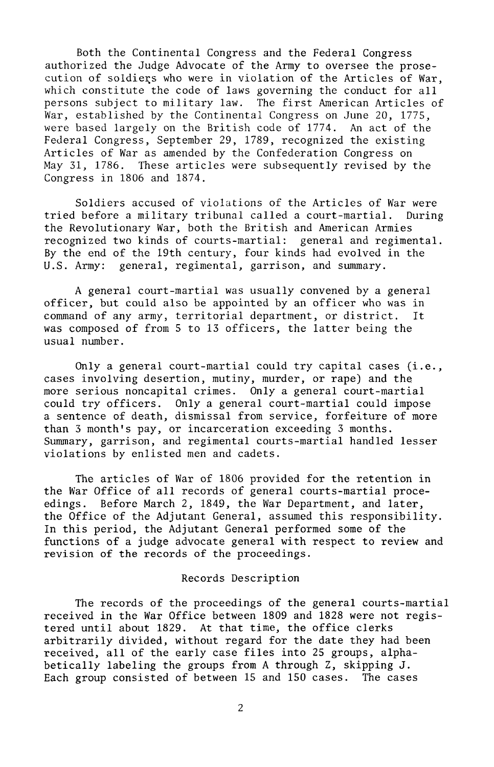Both the Continental Congress and the Federal Congress authorized the Judge Advocate of the Army to oversee the prosecution of soldiers who were in violation of the Articles of War, which constitute the code of laws governing the conduct for all persons subject to military law. The first American Articles of War, established by the Continental Congress on June 20, 1775, were based largely on the British code of 1774. An act of the Federal Congress, September 29, 1789, recognized the existing Articles of War as amended by the Confederation Congress on May 31, 1786. These articles were subsequently revised by the Congress in 1806 and 1874.

Soldiers accused of violations of the Articles of War were tried before a military tribunal called a court-martial. During the Revolutionary War, both the British and American Armies recognized two kinds of courts-martial: general and regimental. By the end of the 19th century, four kinds had evolved in the U.S. Army: general, regimental, garrison, and summary.

A general court-martial was usually convened by a general officer, but could also be appointed by an officer who was in command of any army, territorial department, or district. It was composed of from 5 to 13 officers, the latter being the usual number.

Only a general court-martial could try capital cases (i.e., cases involving desertion, mutiny, murder, or rape) and the more serious noncapital crimes. Only a general court-martial could try officers. Only a general court-martial could impose a sentence of death, dismissal from service, forfeiture of more than 3 month's pay, or incarceration exceeding 3 months. Summary, garrison, and regimental courts-martial handled lesser violations by enlisted men and cadets.

The articles of War of 1806 provided for the retention in the War Office of all records of general courts-martial proceedings. Before March 2, 1849, the War Department, and later, the Office of the Adjutant General, assumed this responsibility. In this period, the Adjutant General performed some of the functions of a judge advocate general with respect to review and revision of the records of the proceedings.

## Records Description

The records of the proceedings of the general courts-martial received in the War Office between 1809 and 1828 were not registered until about 1829. At that time, the office clerks arbitrarily divided, without regard for the date they had been received, all of the early case files into 25 groups, alphabetically labeling the groups from A through Z, skipping J. Each group consisted of between 15 and 150 cases. The cases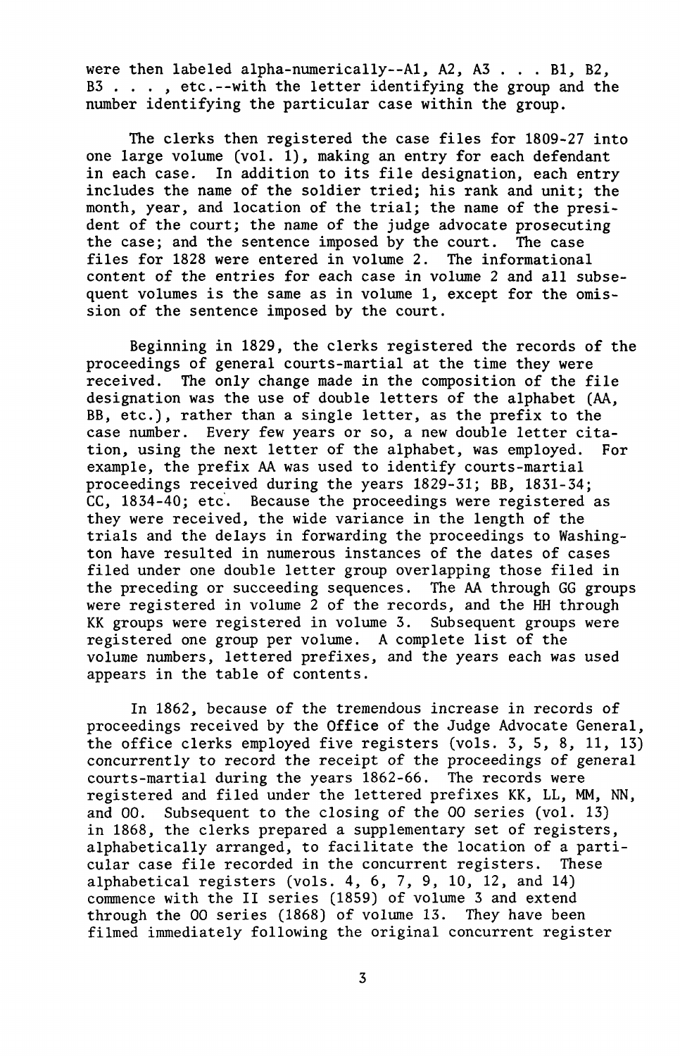were then labeled alpha-numerically--A1, A2, A3 . . . B1, B2, B3 . . . , etc.--with the letter identifying the group and the number identifying the particular case within the group.

The clerks then registered the case files for 1809-27 into one large volume (vol. 1), making an entry for each defendant in each case. In addition to its file designation, each entry includes the name of the soldier tried; his rank and unit; the month, year, and location of the trial; the name of the president of the court; the name of the judge advocate prosecuting the case; and the sentence imposed by the court. The case files for 1828 were entered in volume 2. The informational content of the entries for each case in volume 2 and all subsequent volumes is the same as in volume 1, except for the omission of the sentence imposed by the court.

Beginning in 1829, the clerks registered the records of the proceedings of general courts-martial at the time they were received. The only change made in the composition of the file designation was the use of double letters of the alphabet (AA, BB, etc.), rather than a single letter, as the prefix to the case number. Every few years or so, a new double letter citation, using the next letter of the alphabet, was employed. For example, the prefix AA was used to identify courts-martial proceedings received during the years 1829-31; BB, 1831-34; CC, 1834-40; etc. Because the proceedings were registered as they were received, the wide variance in the length of the trials and the delays in forwarding the proceedings to Washington have resulted in numerous instances of the dates of cases filed under one double letter group overlapping those filed in the preceding or succeeding sequences. The AA through GG groups were registered in volume 2 of the records, and the HH through KK groups were registered in volume 3. Subsequent groups were registered one group per volume. A complete list of the volume numbers, lettered prefixes, and the years each was used appears in the table of contents.

In 1862, because of the tremendous increase in records of proceedings received by the Office of the Judge Advocate General, the office clerks employed five registers (vols. 3, 5, 8, 11, 13) concurrently to record the receipt of the proceedings of general courts-martial during the years 1862-66. The records were registered and filed under the lettered prefixes KK, LL, MM, NN, and OO. Subsequent to the closing of the OO series (vol. 13) in 1868, the clerks prepared a supplementary set of registers, alphabetically arranged, to facilitate the location of a particular case file recorded in the concurrent registers. These alphabetical registers (vols. 4, 6, 7, 9, 10, 12, and 14) commence with the II series (1859) of volume 3 and extend through the OO series (1868) of volume 13. They have been filmed immediately following the original concurrent register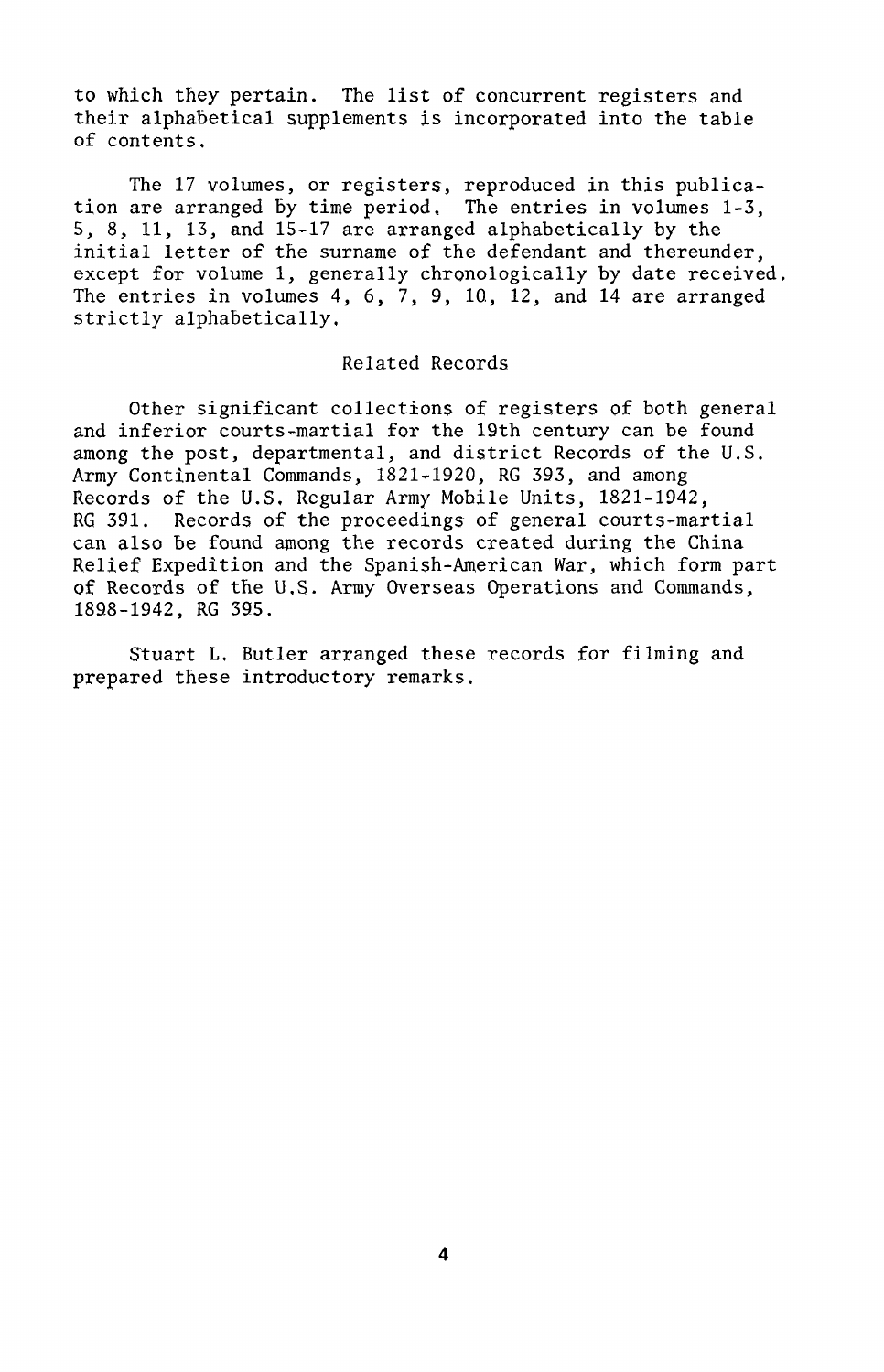to which they pertain. The list of concurrent registers and their alphabetical supplements is incorporated into the table of contents.

The 17 volumes, or registers, reproduced in this publication are arranged by time period. The entries in volumes 1-3, 5, 8, 11, 13, and 15-17 are arranged alphabetically by the initial letter of the surname of the defendant and thereunder, except for volume 1, generally chronologically by date received. The entries in volumes 4, 6, 7, 9, 10, 12, and 14 are arranged strictly alphabetically.

## Related Records

Other significant collections of registers of both general and inferior courts-martial for the 19th century can be found among the post, departmental, and district Records of the U.S. Army Continental Commands, 1821-1920, RG 393, and among Records of the U.S. Regular Army Mobile Units, 1821-1942, RG 391. Records of the proceedings of general courts-martial can also be found among the records created during the China Relief Expedition and the Spanish-American War, which form part of Records of the U.S. Army Overseas Operations and Commands, 1898-1942, RG 395.

Stuart L. Butler arranged these records for filming and prepared these introductory remarks.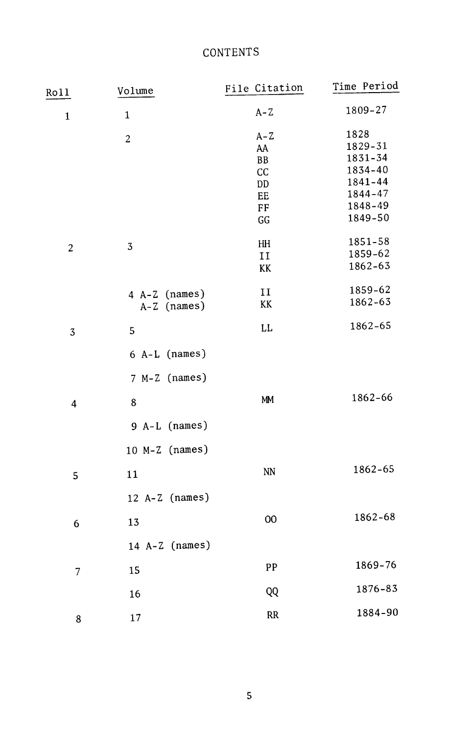# CONTENTS

| Roll | Volume | File Citation | Time Period |
|---|---|---|---|
| 1 | 1 | A-Z | 1809-27 |
| | 2 | A-Z | 1828 |
| | | AA | 1829-31 |
| | | BB | 1831-34 |
| | | CC | 1834-40 |
| | | DD | 1841-44 |
| | | EE | 1844-47 |
| | | FF | 1848-49 |
| | | GG | 1849-50 |
| 2 | 3 | HH | 1851-58 |
| | | II | 1859-62 |
| | | KK | 1862-63 |
| | 4 A-Z (names) | II | 1859-62 |
| | A-Z (names) | KK | 1862-63 |
| 3 | 5 | LL | 1862-65 |
| | 6 A-L (names) | | |
| | 7 M-Z (names) | | |
| 4 | 8 | MM | 1862-66 |
| | 9 A-L (names) | | |
| | 10 M-Z (names) | | |
| 5 | 11 | NN | 1862-65 |
| | 12 A-Z (names) | | |
| 6 | 13 | OO | 1862-68 |
| | 14 A-Z (names) | | |
| 7 | 15 | PP | 1869-76 |
| | 16 | QQ | 1876-83 |
| 8 | 17 | RR | 1884-90 |